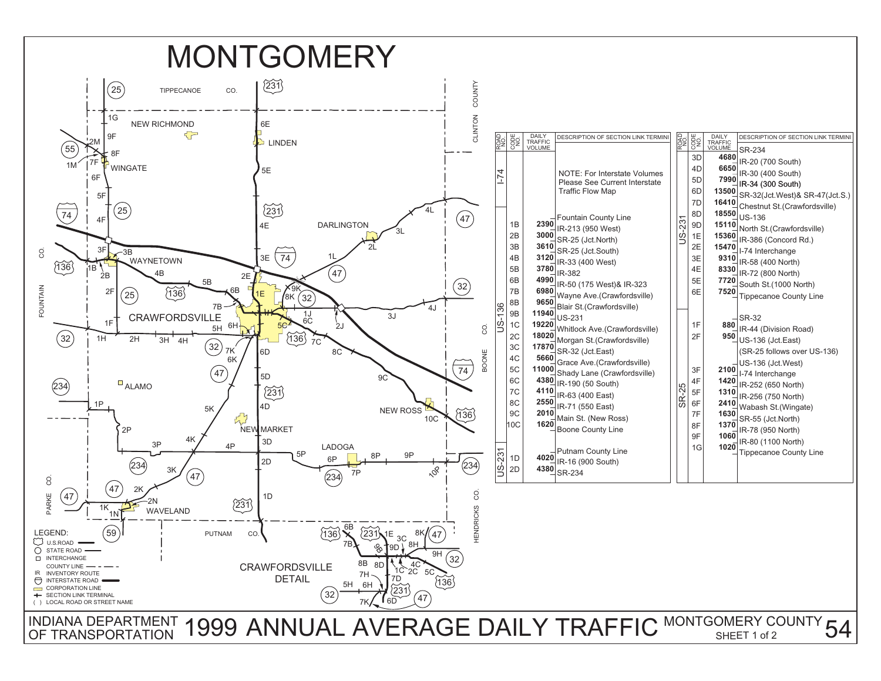# MONTGOMERY

| ROAD NO. | CODE NO. | DAILY TRAFFIC VOLUME | DESCRIPTION OF SECTION LINK TERMINI |
|---|---|---|---|
| I-74 | | | NOTE: For Interstate Volumes Please See Current Interstate Traffic Flow Map |
| US-136 | | | Fountain County Line |
| | 1B | 2390 | IR-213 (950 West) |
| | 2B | 3000 | SR-25 (Jct.North) |
| | 3B | 3610 | SR-25 (Jct.South) |
| | 4B | 3120 | IR-33 (400 West) |
| | 5B | 3780 | IR-382 |
| | 6B | 4990 | IR-50 (175 West)& IR-323 |
| | 7B | 6980 | Wayne Ave.(Crawfordsville) |
| | 8B | 9650 | Blair St.(Crawfordsville) |
| | 9B | 11940 | US-231 |
| | 1C | 19220 | Whitlock Ave.(Crawfordsville) |
| | 2C | 18020 | Morgan St.(Crawfordsville) |
| | 3C | 17870 | SR-32 (Jct.East) |
| | 4C | 5660 | Grace Ave.(Crawfordsville) |
| | 5C | 11000 | Shady Lane (Crawfordsville) |
| | 6C | 4380 | IR-190 (50 South) |
| | 7C | 4110 | IR-63 (400 East) |
| | 8C | 2550 | IR-71 (550 East) |
| | 9C | 2010 | Main St. (New Ross) |
| | 10C | 1620 | Boone County Line |
| US-231 | | | Putnam County Line |
| | 1D | 4020 | IR-16 (900 South) |
| | 2D | 4380 | SR-234 |

| ROAD NO. | CODE NO. | DAILY TRAFFIC VOLUME | DESCRIPTION OF SECTION LINK TERMINI |
|---|---|---|---|
| US-231 | | | SR-234 |
| | 3D | 4680 | IR-20 (700 South) |
| | 4D | 6650 | IR-30 (400 South) |
| | 5D | 7990 | IR-34 (300 South) |
| | 6D | 13500 | SR-32(Jct.West)& SR-47(Jct.S.) |
| | 7D | 16410 | Chestnut St.(Crawfordsville) |
| | 8D | 18550 | US-136 |
| | 9D | 15110 | North St.(Crawfordsville) |
| | 1E | 15360 | IR-386 (Concord Rd.) |
| | 2E | 15470 | I-74 Interchange |
| | 3E | 9310 | IR-58 (400 North) |
| | 4E | 8330 | IR-72 (800 North) |
| | 5E | 7720 | South St.(1000 North) |
| | 6E | 7520 | Tippecanoe County Line |
| SR-25 | | | SR-32 |
| | 1F | 880 | IR-44 (Division Road) |
| | 2F | 950 | US-136 (Jct.East) |
| | | | (SR-25 follows over US-136) |
| | | | US-136 (Jct.West) |
| | 3F | 2100 | I-74 Interchange |
| | 4F | 1420 | IR-252 (650 North) |
| | 5F | 1310 | IR-256 (750 North) |
| | 6F | 2410 | Wabash St.(Wingate) |
| | 7F | 1630 | SR-55 (Jct.North) |
| | 8F | 1370 | IR-78 (950 North) |
| | 9F | 1060 | IR-80 (1100 North) |
| | 1G | 1020 | Tippecanoe County Line |

LEGEND:
- U.S.ROAD
- STATE ROAD
- INTERCHANGE
- COUNTY LINE
- IR INVENTORY ROUTE
- INTERSTATE ROAD
- CORPORATION LINE
- SECTION LINK TERMINAL
- ( ) LOCAL ROAD OR STREET NAME

CRAWFORDSVILLE DETAIL

INDIANA DEPARTMENT OF TRANSPORTATION — 1999 ANNUAL AVERAGE DAILY TRAFFIC — MONTGOMERY COUNTY SHEET 1 of 2 — 54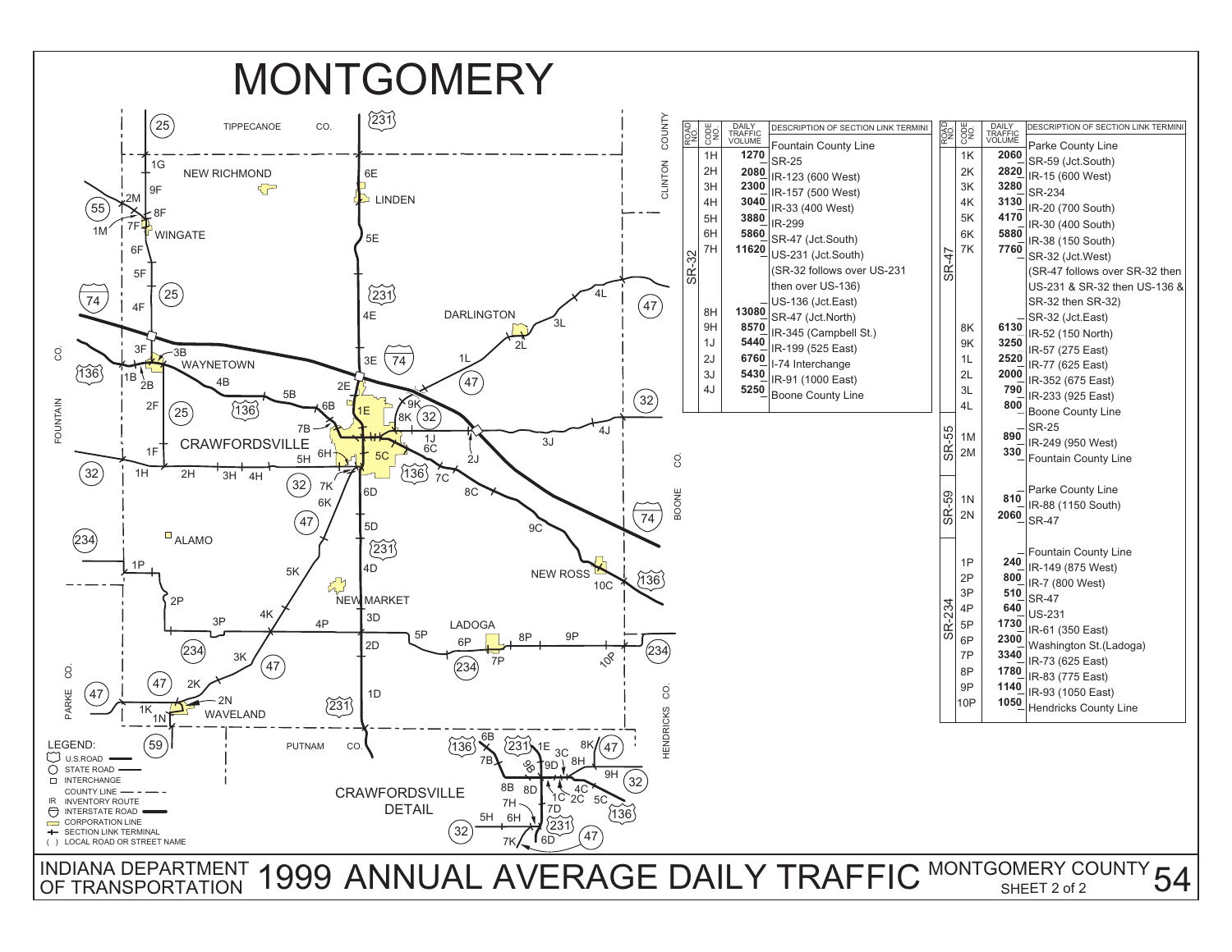# MONTGOMERY

| ROAD NO. | CODE NO. | DAILY TRAFFIC VOLUME | DESCRIPTION OF SECTION LINK TERMINI |
|---|---|---|---|
| SR-32 | | | Fountain County Line |
| | 1H | 1270 | SR-25 |
| | 2H | 2080 | IR-123 (600 West) |
| | 3H | 2300 | IR-157 (500 West) |
| | 4H | 3040 | IR-33 (400 West) |
| | 5H | 3880 | IR-299 |
| | 6H | 5860 | SR-47 (Jct.South) |
| | 7H | 11620 | US-231 (Jct.South) (SR-32 follows over US-231 then over US-136) US-136 (Jct.East) |
| | 8H | 13080 | SR-47 (Jct.North) |
| | 9H | 8570 | IR-345 (Campbell St.) |
| | 1J | 5440 | IR-199 (525 East) |
| | 2J | 6760 | I-74 Interchange |
| | 3J | 5430 | IR-91 (1000 East) |
| | 4J | 5250 | Boone County Line |

| ROAD NO. | CODE NO. | DAILY TRAFFIC VOLUME | DESCRIPTION OF SECTION LINK TERMINI |
|---|---|---|---|
| SR-47 | | | Parke County Line |
| | 1K | 2060 | SR-59 (Jct.South) |
| | 2K | 2820 | IR-15 (600 West) |
| | 3K | 3280 | SR-234 |
| | 4K | 3130 | IR-20 (700 South) |
| | 5K | 4170 | IR-30 (400 South) |
| | 6K | 5880 | IR-38 (150 South) |
| | 7K | 7760 | SR-32 (Jct.West) (SR-47 follows over SR-32 then US-231 & SR-32 then US-136 & SR-32 then SR-32) SR-32 (Jct.East) |
| | 8K | 6130 | IR-52 (150 North) |
| | 9K | 3250 | IR-57 (275 East) |
| | 1L | 2520 | IR-77 (625 East) |
| | 2L | 2000 | IR-352 (675 East) |
| | 3L | 790 | IR-233 (925 East) |
| | 4L | 800 | Boone County Line |
| SR-55 | | | SR-25 |
| | 1M | 890 | IR-249 (950 West) |
| | 2M | 330 | Fountain County Line |
| SR-59 | | | Parke County Line |
| | 1N | 810 | IR-88 (1150 South) |
| | 2N | 2060 | SR-47 |
| SR-234 | | | Fountain County Line |
| | 1P | 240 | IR-149 (875 West) |
| | 2P | 800 | IR-7 (800 West) |
| | 3P | 510 | SR-47 |
| | 4P | 640 | US-231 |
| | 5P | 1730 | IR-61 (350 East) |
| | 6P | 2300 | Washington St.(Ladoga) |
| | 7P | 3340 | IR-73 (625 East) |
| | 8P | 1780 | IR-83 (775 East) |
| | 9P | 1140 | IR-93 (1050 East) |
| | 10P | 1050 | Hendricks County Line |

TIPPECANOE CO.
CLINTON COUNTY
BOONE CO.
HENDRICKS CO.
PUTNAM CO.
PARKE CO.
FOUNTAIN CO.

NEW RICHMOND
LINDEN
WINGATE
DARLINGTON
WAYNETOWN
CRAWFORDSVILLE
ALAMO
NEW ROSS
NEW MARKET
LADOGA
WAVELAND

CRAWFORDSVILLE DETAIL

LEGEND:
U.S.ROAD
STATE ROAD
INTERCHANGE
COUNTY LINE
IR INVENTORY ROUTE
INTERSTATE ROAD
CORPORATION LINE
SECTION LINK TERMINAL
( ) LOCAL ROAD OR STREET NAME

INDIANA DEPARTMENT OF TRANSPORTATION

# 1999 ANNUAL AVERAGE DAILY TRAFFIC

MONTGOMERY COUNTY
SHEET 2 of 2
54